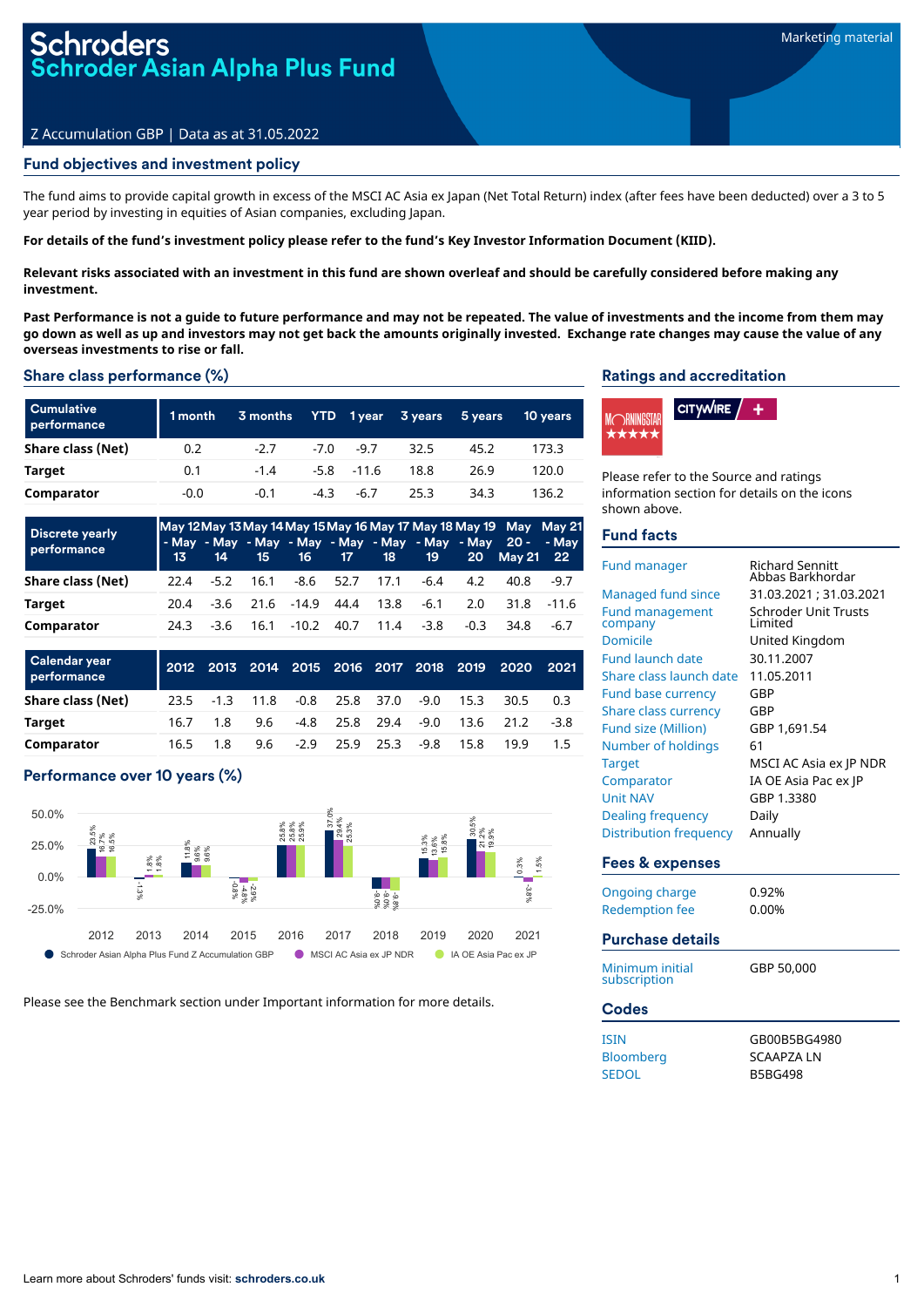# Schroders
# Schroder Asian Alpha Plus Fund

Marketing material

Z Accumulation GBP | Data as at 31.05.2022

## Fund objectives and investment policy

The fund aims to provide capital growth in excess of the MSCI AC Asia ex Japan (Net Total Return) index (after fees have been deducted) over a 3 to 5 year period by investing in equities of Asian companies, excluding Japan.

**For details of the fund's investment policy please refer to the fund's Key Investor Information Document (KIID).**

**Relevant risks associated with an investment in this fund are shown overleaf and should be carefully considered before making any investment.**

**Past Performance is not a guide to future performance and may not be repeated. The value of investments and the income from them may go down as well as up and investors may not get back the amounts originally invested. Exchange rate changes may cause the value of any overseas investments to rise or fall.**

## Share class performance (%)

| Cumulative performance | 1 month | 3 months | YTD | 1 year | 3 years | 5 years | 10 years |
|---|---|---|---|---|---|---|---|
| Share class (Net) | 0.2 | -2.7 | -7.0 | -9.7 | 32.5 | 45.2 | 173.3 |
| Target | 0.1 | -1.4 | -5.8 | -11.6 | 18.8 | 26.9 | 120.0 |
| Comparator | -0.0 | -0.1 | -4.3 | -6.7 | 25.3 | 34.3 | 136.2 |

| Discrete yearly performance | May 12 - May 13 | May 13 - May 14 | May 14 - May 15 | May 15 - May 16 | May 16 - May 17 | May 17 - May 18 | May 18 - May 19 | May 19 - May 20 | May 20 - May 21 | May 21 - May 22 |
|---|---|---|---|---|---|---|---|---|---|---|
| Share class (Net) | 22.4 | -5.2 | 16.1 | -8.6 | 52.7 | 17.1 | -6.4 | 4.2 | 40.8 | -9.7 |
| Target | 20.4 | -3.6 | 21.6 | -14.9 | 44.4 | 13.8 | -6.1 | 2.0 | 31.8 | -11.6 |
| Comparator | 24.3 | -3.6 | 16.1 | -10.2 | 40.7 | 11.4 | -3.8 | -0.3 | 34.8 | -6.7 |

| Calendar year performance | 2012 | 2013 | 2014 | 2015 | 2016 | 2017 | 2018 | 2019 | 2020 | 2021 |
|---|---|---|---|---|---|---|---|---|---|---|
| Share class (Net) | 23.5 | -1.3 | 11.8 | -0.8 | 25.8 | 37.0 | -9.0 | 15.3 | 30.5 | 0.3 |
| Target | 16.7 | 1.8 | 9.6 | -4.8 | 25.8 | 29.4 | -9.0 | 13.6 | 21.2 | -3.8 |
| Comparator | 16.5 | 1.8 | 9.6 | -2.9 | 25.9 | 25.3 | -9.8 | 15.8 | 19.9 | 1.5 |

## Performance over 10 years (%)

| Year | Schroder Asian Alpha Plus Fund Z Accumulation GBP | MSCI AC Asia ex JP NDR | IA OE Asia Pac ex JP |
|---|---|---|---|
| 2012 | 23.5 | 16.7 | 16.5 |
| 2013 | -1.3 | 1.8 | 1.8 |
| 2014 | 11.8 | 9.6 | 9.6 |
| 2015 | -0.8 | -4.8 | -2.9 |
| 2016 | 25.8 | 25.8 | 25.9 |
| 2017 | 37.0 | 29.4 | 25.3 |
| 2018 | -9.0 | -9.0 | -9.8 |
| 2019 | 15.3 | 13.6 | 15.8 |
| 2020 | 30.5 | 21.2 | 19.9 |
| 2021 | 0.3 | -3.8 | 1.5 |

Please see the Benchmark section under Important information for more details.

## Ratings and accreditation

Please refer to the Source and ratings information section for details on the icons shown above.

## Fund facts

| | |
|---|---|
| Fund manager | Richard Sennitt<br>Abbas Barkhordar |
| Managed fund since | 31.03.2021 ; 31.03.2021 |
| Fund management company | Schroder Unit Trusts Limited |
| Domicile | United Kingdom |
| Fund launch date | 30.11.2007 |
| Share class launch date | 11.05.2011 |
| Fund base currency | GBP |
| Share class currency | GBP |
| Fund size (Million) | GBP 1,691.54 |
| Number of holdings | 61 |
| Target | MSCI AC Asia ex JP NDR |
| Comparator | IA OE Asia Pac ex JP |
| Unit NAV | GBP 1.3380 |
| Dealing frequency | Daily |
| Distribution frequency | Annually |

## Fees & expenses

| | |
|---|---|
| Ongoing charge | 0.92% |
| Redemption fee | 0.00% |

## Purchase details

| | |
|---|---|
| Minimum initial subscription | GBP 50,000 |

## Codes

| | |
|---|---|
| ISIN | GB00B5BG4980 |
| Bloomberg | SCAAPZA LN |
| SEDOL | B5BG498 |

Learn more about Schroders' funds visit: **schroders.co.uk**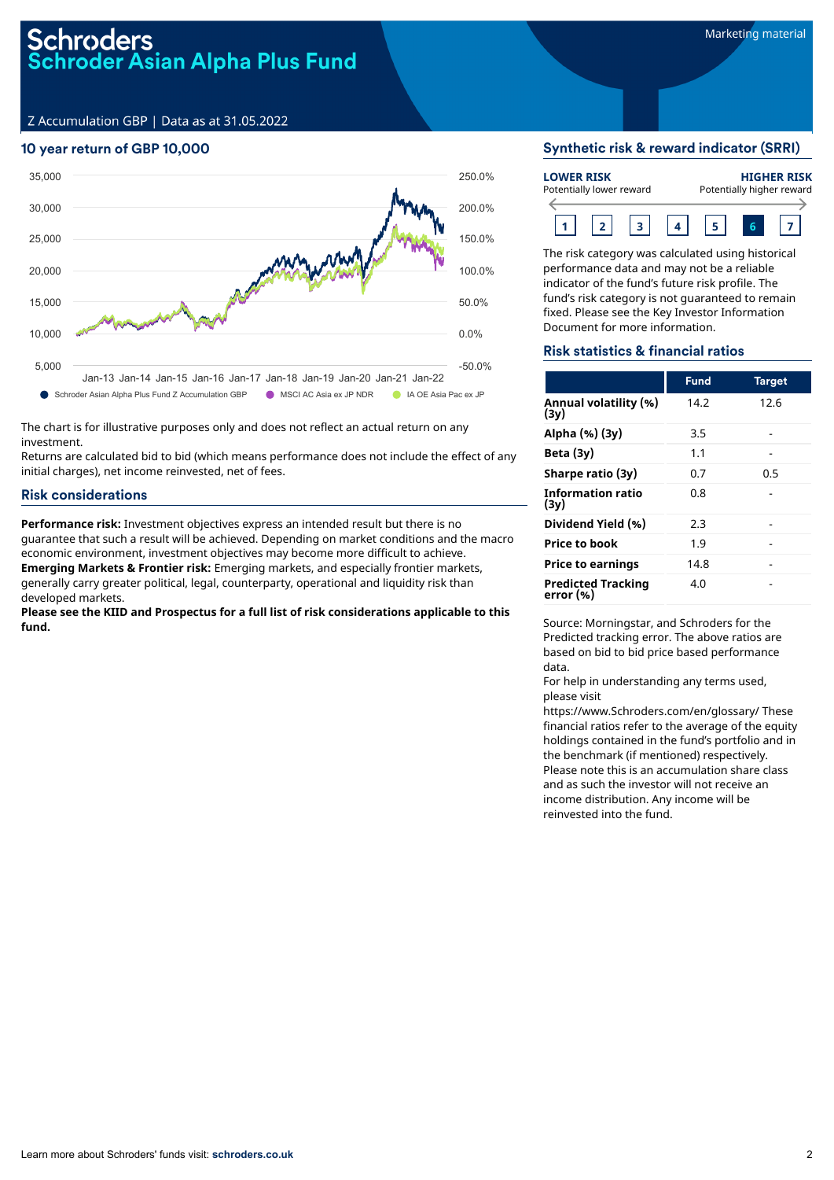# Schroders
## Schroder Asian Alpha Plus Fund

Marketing material

Z Accumulation GBP | Data as at 31.05.2022

### 10 year return of GBP 10,000

35,000 | 30,000 | 25,000 | 20,000 | 15,000 | 10,000 | 5,000

250.0% | 200.0% | 150.0% | 100.0% | 50.0% | 0.0% | -50.0%

Jan-13 Jan-14 Jan-15 Jan-16 Jan-17 Jan-18 Jan-19 Jan-20 Jan-21 Jan-22

● Schroder Asian Alpha Plus Fund Z Accumulation GBP ● MSCI AC Asia ex JP NDR ● IA OE Asia Pac ex JP

The chart is for illustrative purposes only and does not reflect an actual return on any investment.

Returns are calculated bid to bid (which means performance does not include the effect of any initial charges), net income reinvested, net of fees.

### Risk considerations

**Performance risk:** Investment objectives express an intended result but there is no guarantee that such a result will be achieved. Depending on market conditions and the macro economic environment, investment objectives may become more difficult to achieve.

**Emerging Markets & Frontier risk:** Emerging markets, and especially frontier markets, generally carry greater political, legal, counterparty, operational and liquidity risk than developed markets.

**Please see the KIID and Prospectus for a full list of risk considerations applicable to this fund.**

### Synthetic risk & reward indicator (SRRI)

**LOWER RISK** Potentially lower reward — **HIGHER RISK** Potentially higher reward

1 | 2 | 3 | 4 | 5 | **6** | 7

The risk category was calculated using historical performance data and may not be a reliable indicator of the fund's future risk profile. The fund's risk category is not guaranteed to remain fixed. Please see the Key Investor Information Document for more information.

### Risk statistics & financial ratios

| | Fund | Target |
|---|---|---|
| **Annual volatility (%) (3y)** | 14.2 | 12.6 |
| **Alpha (%) (3y)** | 3.5 | - |
| **Beta (3y)** | 1.1 | - |
| **Sharpe ratio (3y)** | 0.7 | 0.5 |
| **Information ratio (3y)** | 0.8 | - |
| **Dividend Yield (%)** | 2.3 | - |
| **Price to book** | 1.9 | - |
| **Price to earnings** | 14.8 | - |
| **Predicted Tracking error (%)** | 4.0 | - |

Source: Morningstar, and Schroders for the Predicted tracking error. The above ratios are based on bid to bid price based performance data.

For help in understanding any terms used, please visit https://www.Schroders.com/en/glossary/ These financial ratios refer to the average of the equity holdings contained in the fund's portfolio and in the benchmark (if mentioned) respectively.

Please note this is an accumulation share class and as such the investor will not receive an income distribution. Any income will be reinvested into the fund.

Learn more about Schroders' funds visit: **schroders.co.uk**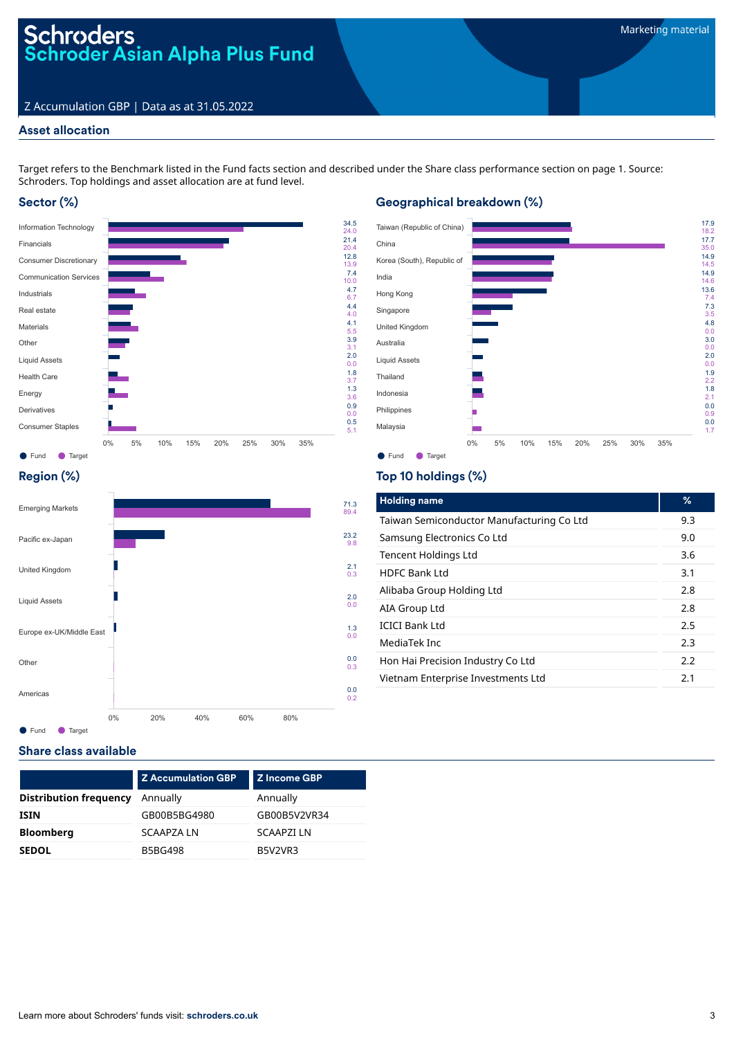# Schroders
# Schroder Asian Alpha Plus Fund

Marketing material

Z Accumulation GBP | Data as at 31.05.2022

## Asset allocation

Target refers to the Benchmark listed in the Fund facts section and described under the Share class performance section on page 1. Source: Schroders. Top holdings and asset allocation are at fund level.

### Sector (%)

| Sector | Fund | Target |
|---|---|---|
| Information Technology | 34.5 | 24.0 |
| Financials | 21.4 | 20.4 |
| Consumer Discretionary | 12.8 | 13.9 |
| Communication Services | 7.4 | 10.0 |
| Industrials | 4.7 | 6.7 |
| Real estate | 4.4 | 4.0 |
| Materials | 4.1 | 5.5 |
| Other | 3.9 | 3.1 |
| Liquid Assets | 2.0 | 0.0 |
| Health Care | 1.8 | 3.7 |
| Energy | 1.3 | 3.6 |
| Derivatives | 0.9 | 0.0 |
| Consumer Staples | 0.5 | 5.1 |

### Geographical breakdown (%)

| Country | Fund | Target |
|---|---|---|
| Taiwan (Republic of China) | 17.9 | 18.2 |
| China | 17.7 | 35.0 |
| Korea (South), Republic of | 14.9 | 14.5 |
| India | 14.9 | 14.6 |
| Hong Kong | 13.6 | 7.4 |
| Singapore | 7.3 | 3.5 |
| United Kingdom | 4.8 | 0.0 |
| Australia | 3.0 | 0.0 |
| Liquid Assets | 2.0 | 0.0 |
| Thailand | 1.9 | 2.2 |
| Indonesia | 1.8 | 2.1 |
| Philippines | 0.0 | 0.9 |
| Malaysia | 0.0 | 1.7 |

### Region (%)

| Region | Fund | Target |
|---|---|---|
| Emerging Markets | 71.3 | 89.4 |
| Pacific ex-Japan | 23.2 | 9.8 |
| United Kingdom | 2.1 | 0.3 |
| Liquid Assets | 2.0 | 0.0 |
| Europe ex-UK/Middle East | 1.3 | 0.0 |
| Other | 0.0 | 0.3 |
| Americas | 0.0 | 0.2 |

### Top 10 holdings (%)

| Holding name | % |
|---|---|
| Taiwan Semiconductor Manufacturing Co Ltd | 9.3 |
| Samsung Electronics Co Ltd | 9.0 |
| Tencent Holdings Ltd | 3.6 |
| HDFC Bank Ltd | 3.1 |
| Alibaba Group Holding Ltd | 2.8 |
| AIA Group Ltd | 2.8 |
| ICICI Bank Ltd | 2.5 |
| MediaTek Inc | 2.3 |
| Hon Hai Precision Industry Co Ltd | 2.2 |
| Vietnam Enterprise Investments Ltd | 2.1 |

## Share class available

| | Z Accumulation GBP | Z Income GBP |
|---|---|---|
| **Distribution frequency** | Annually | Annually |
| **ISIN** | GB00B5BG4980 | GB00B5V2VR34 |
| **Bloomberg** | SCAAPZA LN | SCAAPZI LN |
| **SEDOL** | B5BG498 | B5V2VR3 |

Learn more about Schroders' funds visit: **schroders.co.uk**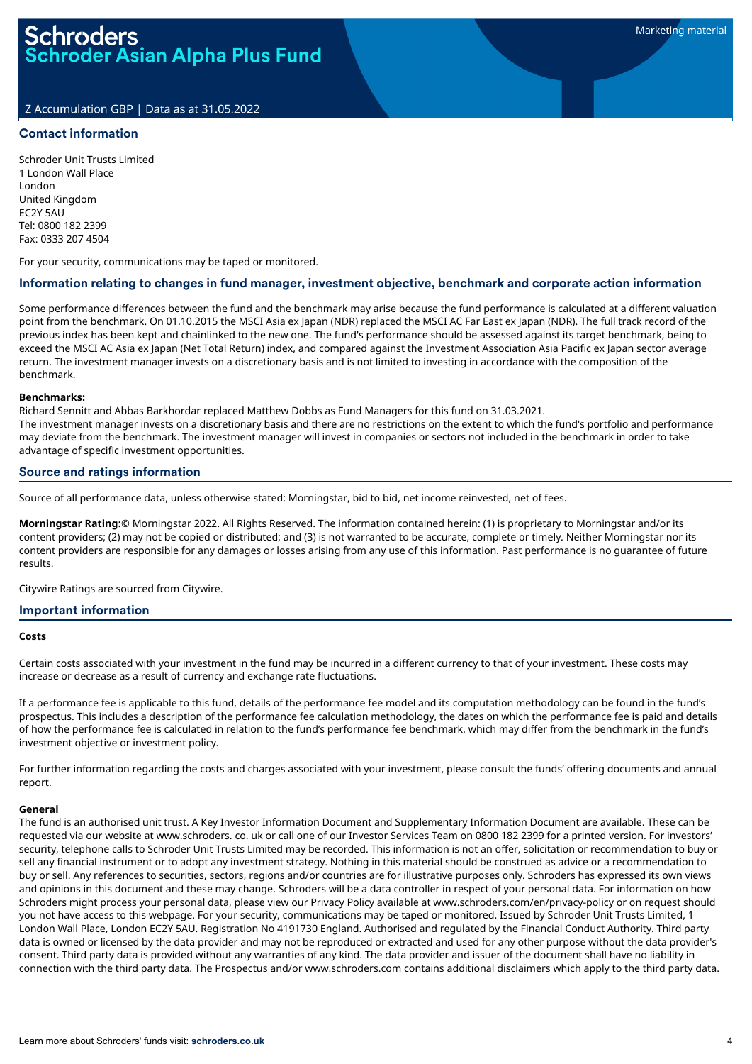# Schroders
## Schroder Asian Alpha Plus Fund

Marketing material

Z Accumulation GBP | Data as at 31.05.2022

### Contact information

Schroder Unit Trusts Limited
1 London Wall Place
London
United Kingdom
EC2Y 5AU
Tel: 0800 182 2399
Fax: 0333 207 4504

For your security, communications may be taped or monitored.

### Information relating to changes in fund manager, investment objective, benchmark and corporate action information

Some performance differences between the fund and the benchmark may arise because the fund performance is calculated at a different valuation point from the benchmark. On 01.10.2015 the MSCI Asia ex Japan (NDR) replaced the MSCI AC Far East ex Japan (NDR). The full track record of the previous index has been kept and chainlinked to the new one. The fund's performance should be assessed against its target benchmark, being to exceed the MSCI AC Asia ex Japan (Net Total Return) index, and compared against the Investment Association Asia Pacific ex Japan sector average return. The investment manager invests on a discretionary basis and is not limited to investing in accordance with the composition of the benchmark.

**Benchmarks:**
Richard Sennitt and Abbas Barkhordar replaced Matthew Dobbs as Fund Managers for this fund on 31.03.2021.
The investment manager invests on a discretionary basis and there are no restrictions on the extent to which the fund's portfolio and performance may deviate from the benchmark. The investment manager will invest in companies or sectors not included in the benchmark in order to take advantage of specific investment opportunities.

### Source and ratings information

Source of all performance data, unless otherwise stated: Morningstar, bid to bid, net income reinvested, net of fees.

**Morningstar Rating:**© Morningstar 2022. All Rights Reserved. The information contained herein: (1) is proprietary to Morningstar and/or its content providers; (2) may not be copied or distributed; and (3) is not warranted to be accurate, complete or timely. Neither Morningstar nor its content providers are responsible for any damages or losses arising from any use of this information. Past performance is no guarantee of future results.

Citywire Ratings are sourced from Citywire.

### Important information

**Costs**

Certain costs associated with your investment in the fund may be incurred in a different currency to that of your investment. These costs may increase or decrease as a result of currency and exchange rate fluctuations.

If a performance fee is applicable to this fund, details of the performance fee model and its computation methodology can be found in the fund's prospectus. This includes a description of the performance fee calculation methodology, the dates on which the performance fee is paid and details of how the performance fee is calculated in relation to the fund's performance fee benchmark, which may differ from the benchmark in the fund's investment objective or investment policy.

For further information regarding the costs and charges associated with your investment, please consult the funds' offering documents and annual report.

**General**
The fund is an authorised unit trust. A Key Investor Information Document and Supplementary Information Document are available. These can be requested via our website at www.schroders. co. uk or call one of our Investor Services Team on 0800 182 2399 for a printed version. For investors' security, telephone calls to Schroder Unit Trusts Limited may be recorded. This information is not an offer, solicitation or recommendation to buy or sell any financial instrument or to adopt any investment strategy. Nothing in this material should be construed as advice or a recommendation to buy or sell. Any references to securities, sectors, regions and/or countries are for illustrative purposes only. Schroders has expressed its own views and opinions in this document and these may change. Schroders will be a data controller in respect of your personal data. For information on how Schroders might process your personal data, please view our Privacy Policy available at www.schroders.com/en/privacy-policy or on request should you not have access to this webpage. For your security, communications may be taped or monitored. Issued by Schroder Unit Trusts Limited, 1 London Wall Place, London EC2Y 5AU. Registration No 4191730 England. Authorised and regulated by the Financial Conduct Authority. Third party data is owned or licensed by the data provider and may not be reproduced or extracted and used for any other purpose without the data provider's consent. Third party data is provided without any warranties of any kind. The data provider and issuer of the document shall have no liability in connection with the third party data. The Prospectus and/or www.schroders.com contains additional disclaimers which apply to the third party data.

Learn more about Schroders' funds visit: **schroders.co.uk**